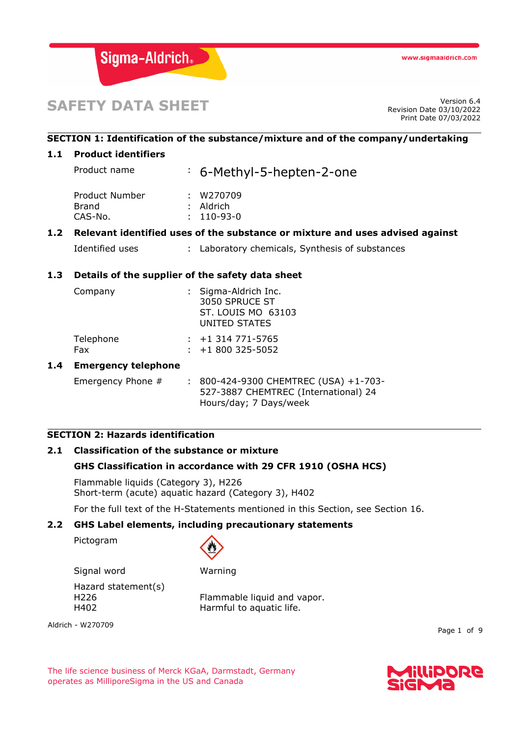# SAFETY DATA SHEET

Version 6.4
Revision Date 03/10/2022
Print Date 07/03/2022

## SECTION 1: Identification of the substance/mixture and of the company/undertaking

### 1.1 Product identifiers

Product name : 6-Methyl-5-hepten-2-one

Product Number : W270709
Brand : Aldrich
CAS-No. : 110-93-0

### 1.2 Relevant identified uses of the substance or mixture and uses advised against

Identified uses : Laboratory chemicals, Synthesis of substances

### 1.3 Details of the supplier of the safety data sheet

Company : Sigma-Aldrich Inc.
3050 SPRUCE ST
ST. LOUIS MO 63103
UNITED STATES

Telephone : +1 314 771-5765
Fax : +1 800 325-5052

### 1.4 Emergency telephone

Emergency Phone # : 800-424-9300 CHEMTREC (USA) +1-703-527-3887 CHEMTREC (International) 24 Hours/day; 7 Days/week

## SECTION 2: Hazards identification

### 2.1 Classification of the substance or mixture

**GHS Classification in accordance with 29 CFR 1910 (OSHA HCS)**

Flammable liquids (Category 3), H226
Short-term (acute) aquatic hazard (Category 3), H402

For the full text of the H-Statements mentioned in this Section, see Section 16.

### 2.2 GHS Label elements, including precautionary statements

Pictogram

Signal word Warning

Hazard statement(s)
H226 Flammable liquid and vapor.
H402 Harmful to aquatic life.

Aldrich - W270709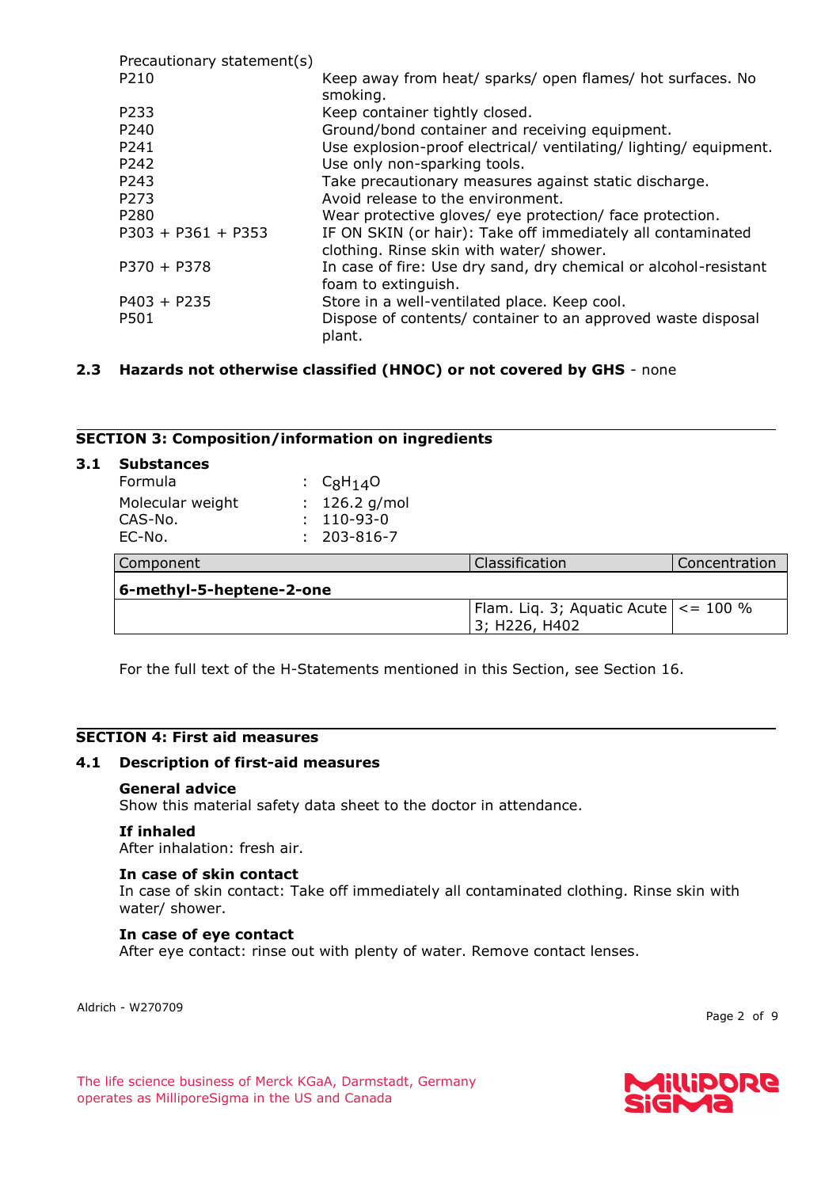Precautionary statement(s)

| | |
|---|---|
| P210 | Keep away from heat/ sparks/ open flames/ hot surfaces. No smoking. |
| P233 | Keep container tightly closed. |
| P240 | Ground/bond container and receiving equipment. |
| P241 | Use explosion-proof electrical/ ventilating/ lighting/ equipment. |
| P242 | Use only non-sparking tools. |
| P243 | Take precautionary measures against static discharge. |
| P273 | Avoid release to the environment. |
| P280 | Wear protective gloves/ eye protection/ face protection. |
| P303 + P361 + P353 | IF ON SKIN (or hair): Take off immediately all contaminated clothing. Rinse skin with water/ shower. |
| P370 + P378 | In case of fire: Use dry sand, dry chemical or alcohol-resistant foam to extinguish. |
| P403 + P235 | Store in a well-ventilated place. Keep cool. |
| P501 | Dispose of contents/ container to an approved waste disposal plant. |

### 2.3 Hazards not otherwise classified (HNOC) or not covered by GHS - none

## SECTION 3: Composition/information on ingredients

### 3.1 Substances

Formula : $C_8H_{14}O$
Molecular weight : 126.2 g/mol
CAS-No. : 110-93-0
EC-No. : 203-816-7

| Component | Classification | Concentration |
|---|---|---|
| **6-methyl-5-heptene-2-one** | | |
| | Flam. Liq. 3; Aquatic Acute 3; H226, H402 | <= 100 % |

For the full text of the H-Statements mentioned in this Section, see Section 16.

## SECTION 4: First aid measures

### 4.1 Description of first-aid measures

**General advice**
Show this material safety data sheet to the doctor in attendance.

**If inhaled**
After inhalation: fresh air.

**In case of skin contact**
In case of skin contact: Take off immediately all contaminated clothing. Rinse skin with water/ shower.

**In case of eye contact**
After eye contact: rinse out with plenty of water. Remove contact lenses.

Aldrich - W270709

The life science business of Merck KGaA, Darmstadt, Germany operates as MilliporeSigma in the US and Canada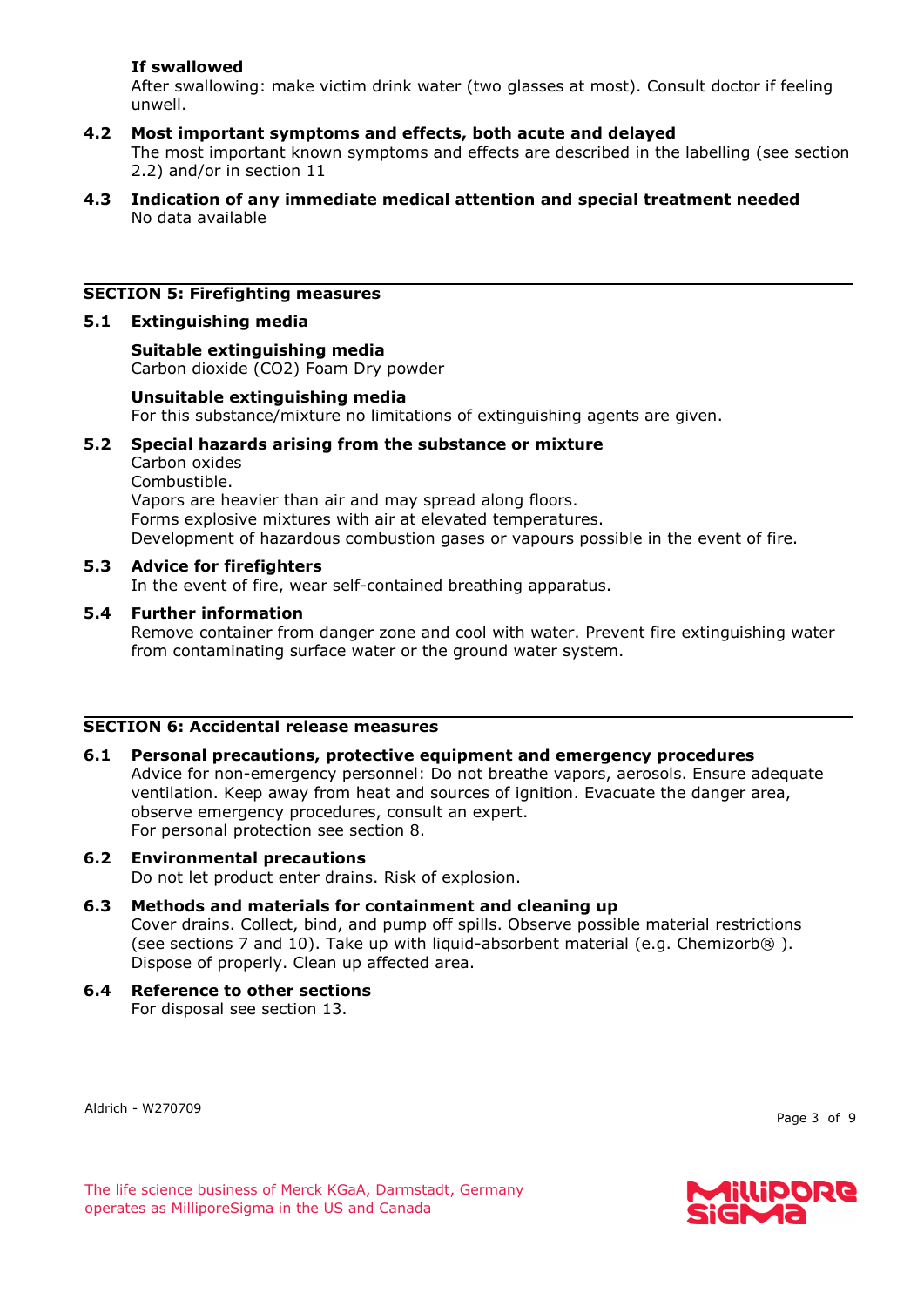**If swallowed**

After swallowing: make victim drink water (two glasses at most). Consult doctor if feeling unwell.

### 4.2 Most important symptoms and effects, both acute and delayed

The most important known symptoms and effects are described in the labelling (see section 2.2) and/or in section 11

### 4.3 Indication of any immediate medical attention and special treatment needed

No data available

## SECTION 5: Firefighting measures

### 5.1 Extinguishing media

**Suitable extinguishing media**

Carbon dioxide ($CO_2$) Foam Dry powder

**Unsuitable extinguishing media**

For this substance/mixture no limitations of extinguishing agents are given.

### 5.2 Special hazards arising from the substance or mixture

Carbon oxides
Combustible.
Vapors are heavier than air and may spread along floors.
Forms explosive mixtures with air at elevated temperatures.
Development of hazardous combustion gases or vapours possible in the event of fire.

### 5.3 Advice for firefighters

In the event of fire, wear self-contained breathing apparatus.

### 5.4 Further information

Remove container from danger zone and cool with water. Prevent fire extinguishing water from contaminating surface water or the ground water system.

## SECTION 6: Accidental release measures

### 6.1 Personal precautions, protective equipment and emergency procedures

Advice for non-emergency personnel: Do not breathe vapors, aerosols. Ensure adequate ventilation. Keep away from heat and sources of ignition. Evacuate the danger area, observe emergency procedures, consult an expert.
For personal protection see section 8.

### 6.2 Environmental precautions

Do not let product enter drains. Risk of explosion.

### 6.3 Methods and materials for containment and cleaning up

Cover drains. Collect, bind, and pump off spills. Observe possible material restrictions (see sections 7 and 10). Take up with liquid-absorbent material (e.g. Chemizorb® ). Dispose of properly. Clean up affected area.

### 6.4 Reference to other sections

For disposal see section 13.

Aldrich - W270709

The life science business of Merck KGaA, Darmstadt, Germany operates as MilliporeSigma in the US and Canada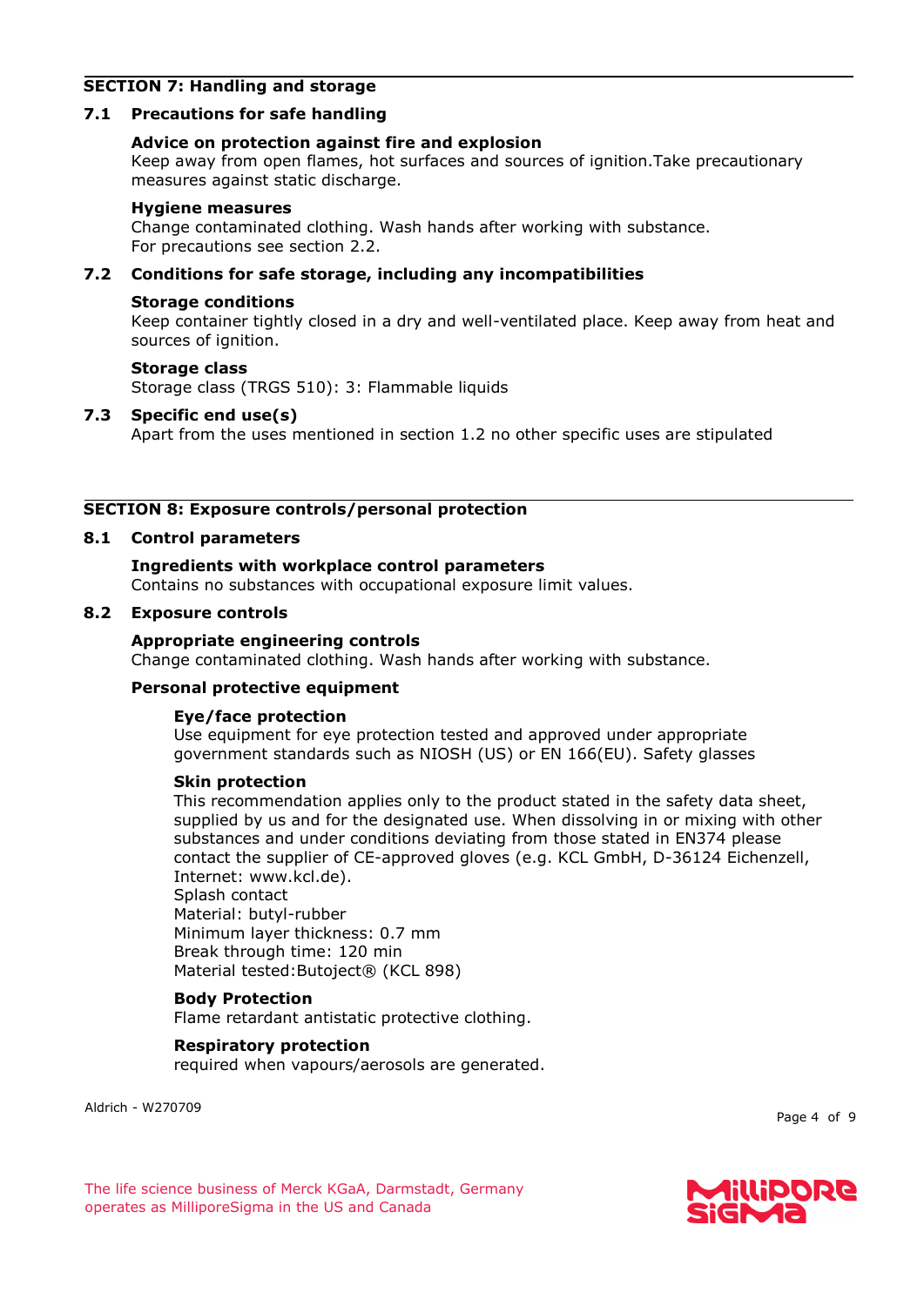## SECTION 7: Handling and storage

### 7.1 Precautions for safe handling

**Advice on protection against fire and explosion**
Keep away from open flames, hot surfaces and sources of ignition.Take precautionary measures against static discharge.

**Hygiene measures**
Change contaminated clothing. Wash hands after working with substance.
For precautions see section 2.2.

### 7.2 Conditions for safe storage, including any incompatibilities

**Storage conditions**
Keep container tightly closed in a dry and well-ventilated place. Keep away from heat and sources of ignition.

**Storage class**
Storage class (TRGS 510): 3: Flammable liquids

### 7.3 Specific end use(s)

Apart from the uses mentioned in section 1.2 no other specific uses are stipulated

## SECTION 8: Exposure controls/personal protection

### 8.1 Control parameters

**Ingredients with workplace control parameters**
Contains no substances with occupational exposure limit values.

### 8.2 Exposure controls

**Appropriate engineering controls**
Change contaminated clothing. Wash hands after working with substance.

**Personal protective equipment**

**Eye/face protection**
Use equipment for eye protection tested and approved under appropriate government standards such as NIOSH (US) or EN 166(EU). Safety glasses

**Skin protection**
This recommendation applies only to the product stated in the safety data sheet, supplied by us and for the designated use. When dissolving in or mixing with other substances and under conditions deviating from those stated in EN374 please contact the supplier of CE-approved gloves (e.g. KCL GmbH, D-36124 Eichenzell, Internet: www.kcl.de).
Splash contact
Material: butyl-rubber
Minimum layer thickness: 0.7 mm
Break through time: 120 min
Material tested:Butoject® (KCL 898)

**Body Protection**
Flame retardant antistatic protective clothing.

**Respiratory protection**
required when vapours/aerosols are generated.

Aldrich - W270709

The life science business of Merck KGaA, Darmstadt, Germany operates as MilliporeSigma in the US and Canada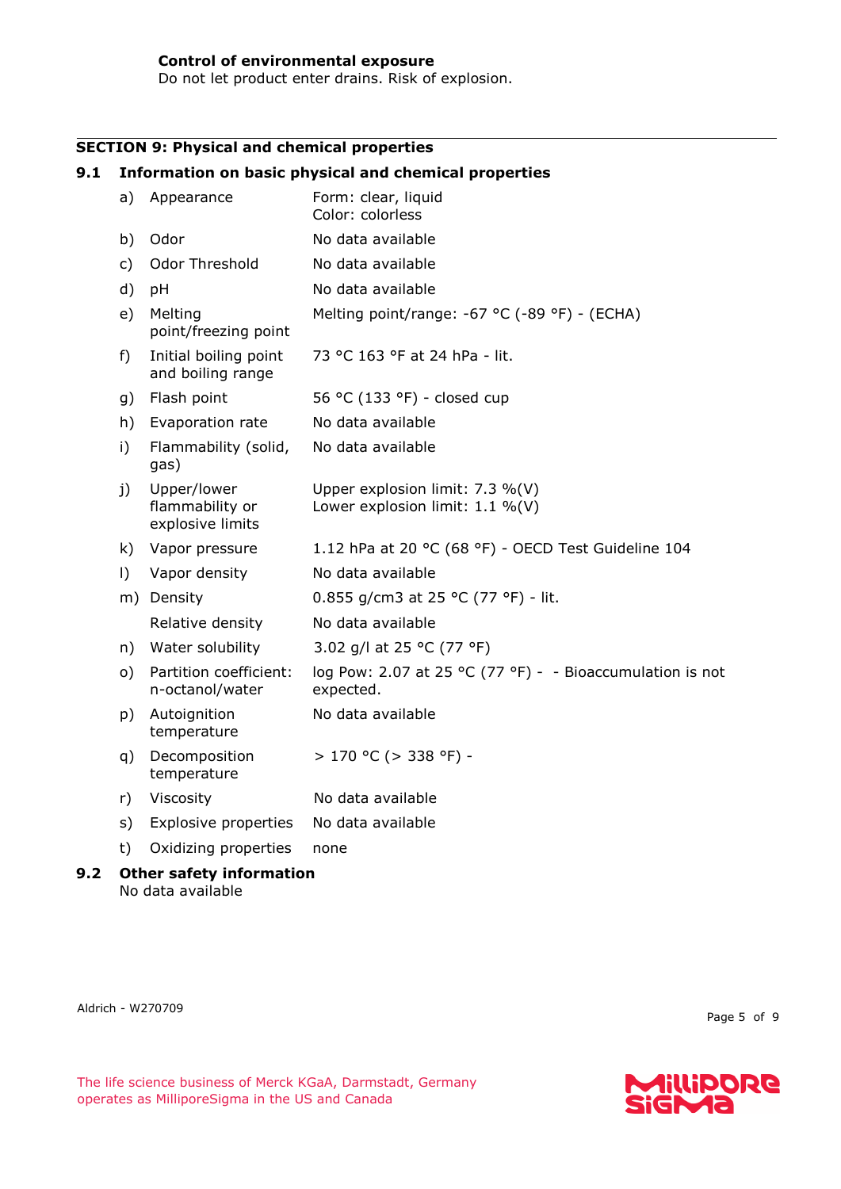**Control of environmental exposure**
Do not let product enter drains. Risk of explosion.

## SECTION 9: Physical and chemical properties

### 9.1 Information on basic physical and chemical properties

| | Property | Value |
|---|---|---|
| a) | Appearance | Form: clear, liquid<br>Color: colorless |
| b) | Odor | No data available |
| c) | Odor Threshold | No data available |
| d) | pH | No data available |
| e) | Melting point/freezing point | Melting point/range: -67 °C (-89 °F) - (ECHA) |
| f) | Initial boiling point and boiling range | 73 °C 163 °F at 24 hPa - lit. |
| g) | Flash point | 56 °C (133 °F) - closed cup |
| h) | Evaporation rate | No data available |
| i) | Flammability (solid, gas) | No data available |
| j) | Upper/lower flammability or explosive limits | Upper explosion limit: 7.3 %(V)<br>Lower explosion limit: 1.1 %(V) |
| k) | Vapor pressure | 1.12 hPa at 20 °C (68 °F) - OECD Test Guideline 104 |
| l) | Vapor density | No data available |
| m) | Density | 0.855 g/cm3 at 25 °C (77 °F) - lit. |
| | Relative density | No data available |
| n) | Water solubility | 3.02 g/l at 25 °C (77 °F) |
| o) | Partition coefficient: n-octanol/water | log Pow: 2.07 at 25 °C (77 °F) - - Bioaccumulation is not expected. |
| p) | Autoignition temperature | No data available |
| q) | Decomposition temperature | > 170 °C (> 338 °F) - |
| r) | Viscosity | No data available |
| s) | Explosive properties | No data available |
| t) | Oxidizing properties | none |

### 9.2 Other safety information

No data available

Aldrich - W270709

The life science business of Merck KGaA, Darmstadt, Germany operates as MilliporeSigma in the US and Canada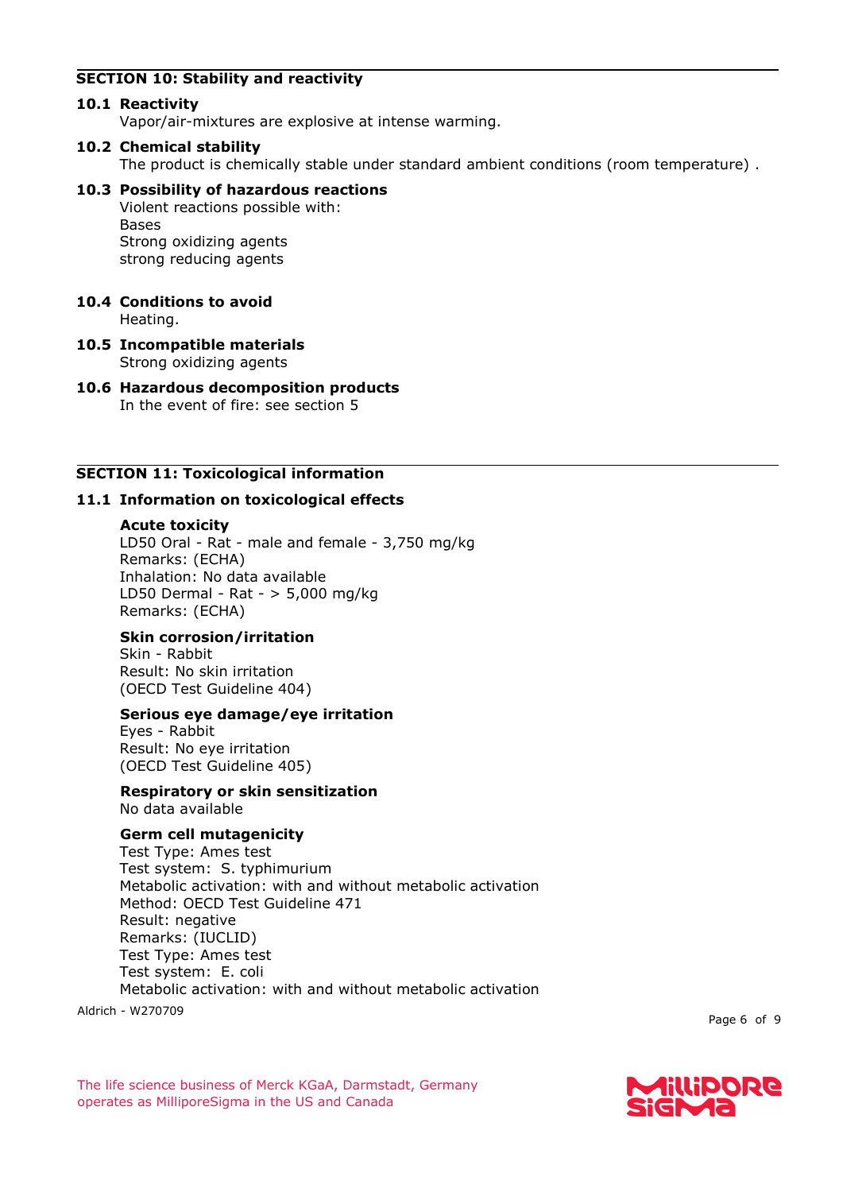## SECTION 10: Stability and reactivity

### 10.1 Reactivity

Vapor/air-mixtures are explosive at intense warming.

### 10.2 Chemical stability

The product is chemically stable under standard ambient conditions (room temperature) .

### 10.3 Possibility of hazardous reactions

Violent reactions possible with:
Bases
Strong oxidizing agents
strong reducing agents

### 10.4 Conditions to avoid

Heating.

### 10.5 Incompatible materials

Strong oxidizing agents

### 10.6 Hazardous decomposition products

In the event of fire: see section 5

## SECTION 11: Toxicological information

### 11.1 Information on toxicological effects

**Acute toxicity**

LD50 Oral - Rat - male and female - 3,750 mg/kg
Remarks: (ECHA)
Inhalation: No data available
LD50 Dermal - Rat - > 5,000 mg/kg
Remarks: (ECHA)

**Skin corrosion/irritation**

Skin - Rabbit
Result: No skin irritation
(OECD Test Guideline 404)

**Serious eye damage/eye irritation**

Eyes - Rabbit
Result: No eye irritation
(OECD Test Guideline 405)

**Respiratory or skin sensitization**

No data available

**Germ cell mutagenicity**

Test Type: Ames test
Test system: S. typhimurium
Metabolic activation: with and without metabolic activation
Method: OECD Test Guideline 471
Result: negative
Remarks: (IUCLID)
Test Type: Ames test
Test system: E. coli
Metabolic activation: with and without metabolic activation

Aldrich - W270709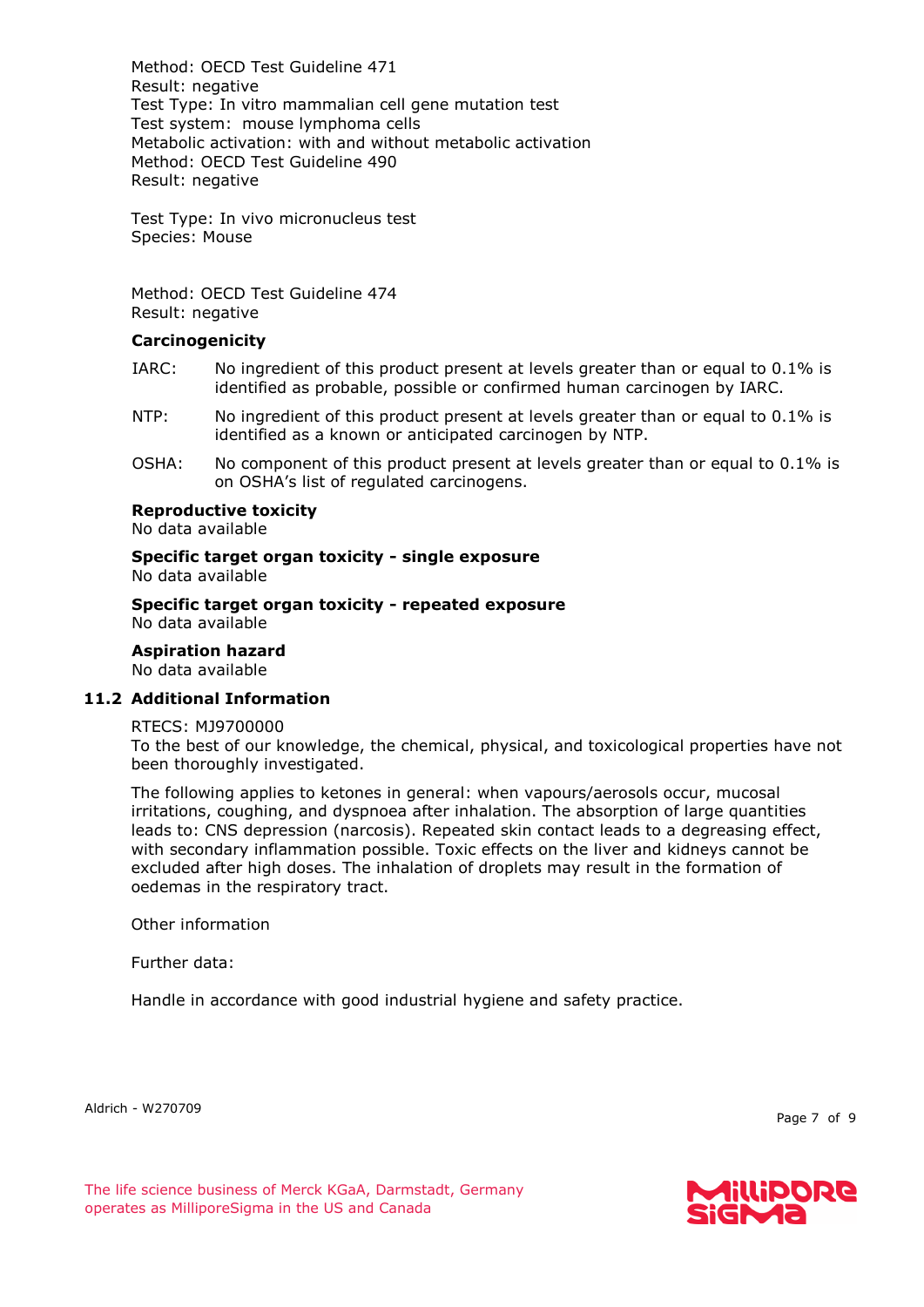Method: OECD Test Guideline 471
Result: negative
Test Type: In vitro mammalian cell gene mutation test
Test system: mouse lymphoma cells
Metabolic activation: with and without metabolic activation
Method: OECD Test Guideline 490
Result: negative

Test Type: In vivo micronucleus test
Species: Mouse

Method: OECD Test Guideline 474
Result: negative

**Carcinogenicity**

IARC: No ingredient of this product present at levels greater than or equal to 0.1% is identified as probable, possible or confirmed human carcinogen by IARC.

NTP: No ingredient of this product present at levels greater than or equal to 0.1% is identified as a known or anticipated carcinogen by NTP.

OSHA: No component of this product present at levels greater than or equal to 0.1% is on OSHA's list of regulated carcinogens.

**Reproductive toxicity**
No data available

**Specific target organ toxicity - single exposure**
No data available

**Specific target organ toxicity - repeated exposure**
No data available

**Aspiration hazard**
No data available

## 11.2 Additional Information

RTECS: MJ9700000
To the best of our knowledge, the chemical, physical, and toxicological properties have not been thoroughly investigated.

The following applies to ketones in general: when vapours/aerosols occur, mucosal irritations, coughing, and dyspnoea after inhalation. The absorption of large quantities leads to: CNS depression (narcosis). Repeated skin contact leads to a degreasing effect, with secondary inflammation possible. Toxic effects on the liver and kidneys cannot be excluded after high doses. The inhalation of droplets may result in the formation of oedemas in the respiratory tract.

Other information

Further data:

Handle in accordance with good industrial hygiene and safety practice.

Aldrich - W270709

The life science business of Merck KGaA, Darmstadt, Germany operates as MilliporeSigma in the US and Canada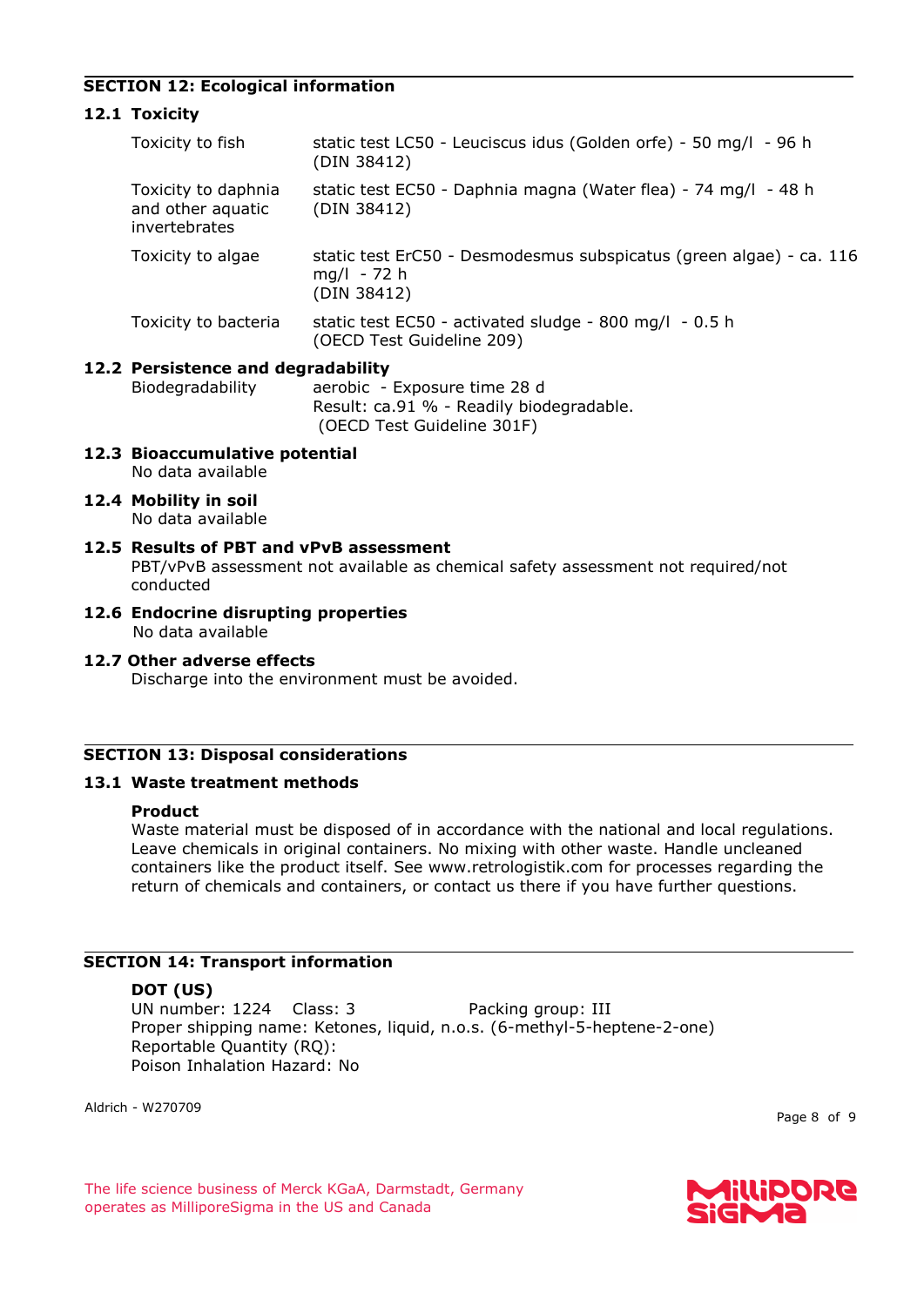## SECTION 12: Ecological information

### 12.1 Toxicity

| | |
|---|---|
| Toxicity to fish | static test LC50 - Leuciscus idus (Golden orfe) - 50 mg/l - 96 h (DIN 38412) |
| Toxicity to daphnia and other aquatic invertebrates | static test EC50 - Daphnia magna (Water flea) - 74 mg/l - 48 h (DIN 38412) |
| Toxicity to algae | static test ErC50 - Desmodesmus subspicatus (green algae) - ca. 116 mg/l - 72 h (DIN 38412) |
| Toxicity to bacteria | static test EC50 - activated sludge - 800 mg/l - 0.5 h (OECD Test Guideline 209) |

### 12.2 Persistence and degradability

| | |
|---|---|
| Biodegradability | aerobic - Exposure time 28 d<br>Result: ca.91 % - Readily biodegradable.<br>(OECD Test Guideline 301F) |

### 12.3 Bioaccumulative potential

No data available

### 12.4 Mobility in soil

No data available

### 12.5 Results of PBT and vPvB assessment

PBT/vPvB assessment not available as chemical safety assessment not required/not conducted

### 12.6 Endocrine disrupting properties

No data available

### 12.7 Other adverse effects

Discharge into the environment must be avoided.

## SECTION 13: Disposal considerations

### 13.1 Waste treatment methods

**Product**

Waste material must be disposed of in accordance with the national and local regulations. Leave chemicals in original containers. No mixing with other waste. Handle uncleaned containers like the product itself. See www.retrologistik.com for processes regarding the return of chemicals and containers, or contact us there if you have further questions.

## SECTION 14: Transport information

**DOT (US)**

UN number: 1224 Class: 3 Packing group: III
Proper shipping name: Ketones, liquid, n.o.s. (6-methyl-5-heptene-2-one)
Reportable Quantity (RQ):
Poison Inhalation Hazard: No

Aldrich - W270709

The life science business of Merck KGaA, Darmstadt, Germany operates as MilliporeSigma in the US and Canada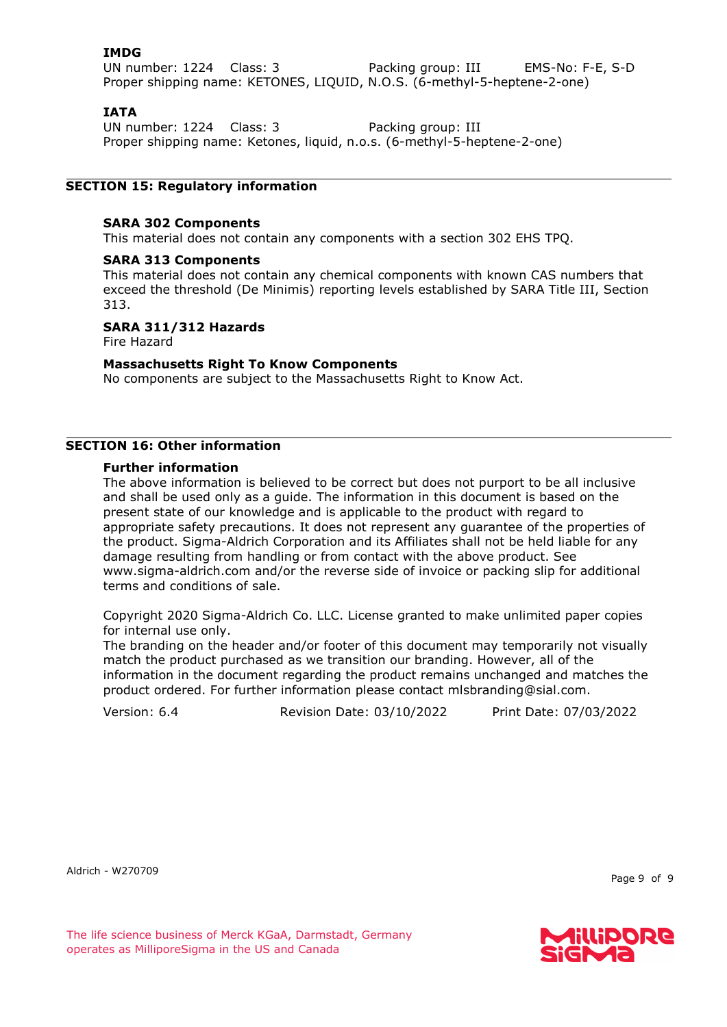**IMDG**
UN number: 1224 Class: 3 Packing group: III EMS-No: F-E, S-D
Proper shipping name: KETONES, LIQUID, N.O.S. (6-methyl-5-heptene-2-one)

**IATA**
UN number: 1224 Class: 3 Packing group: III
Proper shipping name: Ketones, liquid, n.o.s. (6-methyl-5-heptene-2-one)

## SECTION 15: Regulatory information

**SARA 302 Components**
This material does not contain any components with a section 302 EHS TPQ.

**SARA 313 Components**
This material does not contain any chemical components with known CAS numbers that exceed the threshold (De Minimis) reporting levels established by SARA Title III, Section 313.

**SARA 311/312 Hazards**
Fire Hazard

**Massachusetts Right To Know Components**
No components are subject to the Massachusetts Right to Know Act.

## SECTION 16: Other information

**Further information**
The above information is believed to be correct but does not purport to be all inclusive and shall be used only as a guide. The information in this document is based on the present state of our knowledge and is applicable to the product with regard to appropriate safety precautions. It does not represent any guarantee of the properties of the product. Sigma-Aldrich Corporation and its Affiliates shall not be held liable for any damage resulting from handling or from contact with the above product. See www.sigma-aldrich.com and/or the reverse side of invoice or packing slip for additional terms and conditions of sale.

Copyright 2020 Sigma-Aldrich Co. LLC. License granted to make unlimited paper copies for internal use only.
The branding on the header and/or footer of this document may temporarily not visually match the product purchased as we transition our branding. However, all of the information in the document regarding the product remains unchanged and matches the product ordered. For further information please contact mlsbranding@sial.com.

Version: 6.4 Revision Date: 03/10/2022 Print Date: 07/03/2022

Aldrich - W270709

The life science business of Merck KGaA, Darmstadt, Germany operates as MilliporeSigma in the US and Canada